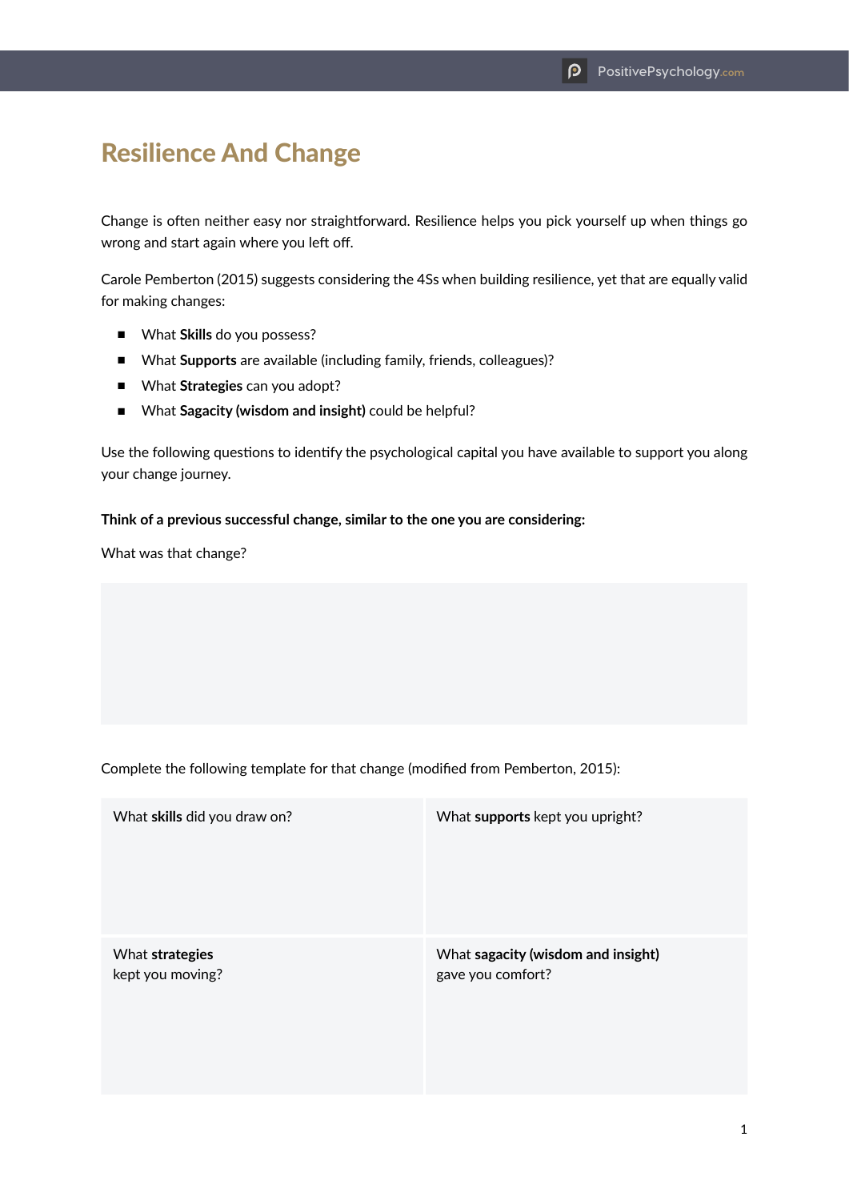# Resilience And Change

Change is often neither easy nor straightforward. Resilience helps you pick yourself up when things go wrong and start again where you left off.

Carole Pemberton (2015) suggests considering the 4Ss when building resilience, yet that are equally valid for making changes:

- What **Skills** do you possess?
- What **Supports** are available (including family, friends, colleagues)?
- What **Strategies** can you adopt?
- What **Sagacity (wisdom and insight)** could be helpful?

Use the following questions to identify the psychological capital you have available to support you along your change journey.

**Think of a previous successful change, similar to the one you are considering:**

What was that change?

Complete the following template for that change (modified from Pemberton, 2015):

| | |
|---|---|
| What **skills** did you draw on? | What **supports** kept you upright? |
| What **strategies** kept you moving? | What **sagacity (wisdom and insight)** gave you comfort? |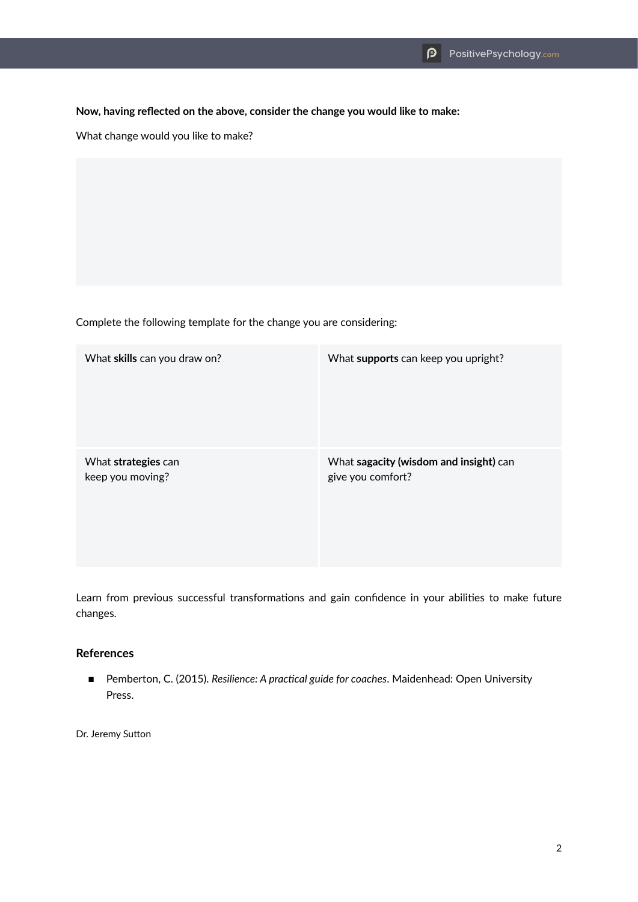**Now, having reflected on the above, consider the change you would like to make:**

What change would you like to make?

Complete the following template for the change you are considering:

| | |
|---|---|
| What **skills** can you draw on? | What **supports** can keep you upright? |
| What **strategies** can keep you moving? | What **sagacity (wisdom and insight)** can give you comfort? |

Learn from previous successful transformations and gain confidence in your abilities to make future changes.

## References

- Pemberton, C. (2015). *Resilience: A practical guide for coaches*. Maidenhead: Open University Press.

Dr. Jeremy Sutton